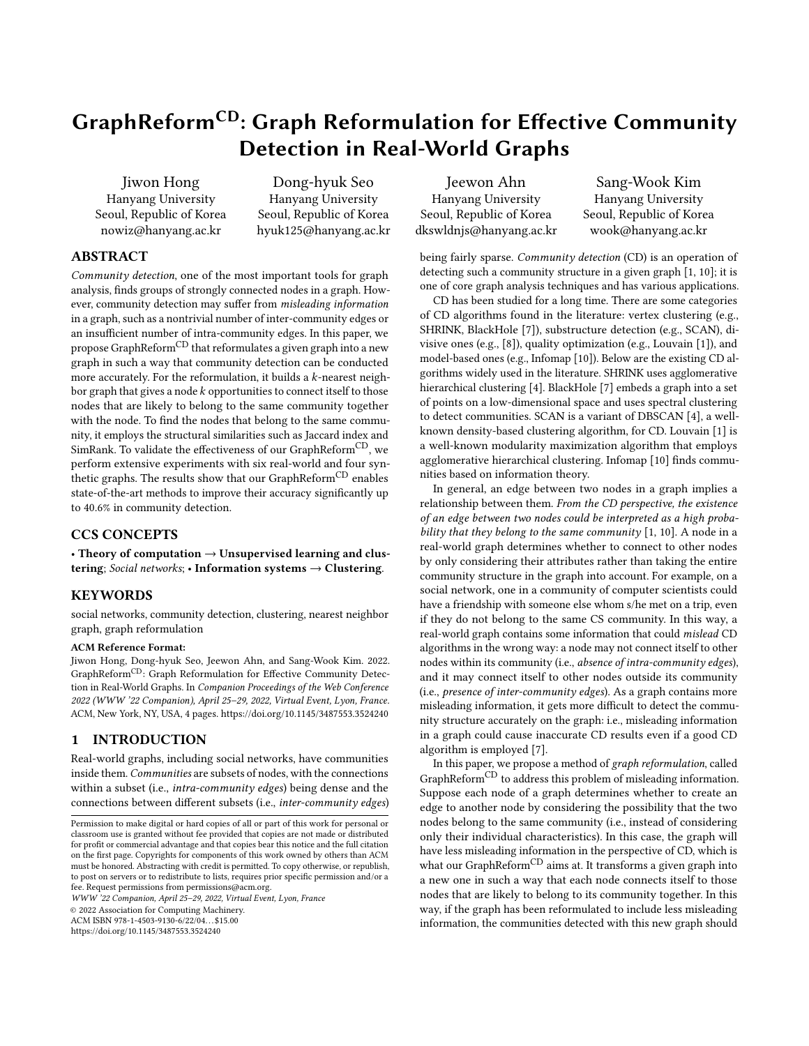# GraphReform$^{CD}$: Graph Reformulation for Effective Community Detection in Real-World Graphs

Jiwon Hong
Hanyang University
Seoul, Republic of Korea
nowiz@hanyang.ac.kr

Dong-hyuk Seo
Hanyang University
Seoul, Republic of Korea
hyuk125@hanyang.ac.kr

Jeewon Ahn
Hanyang University
Seoul, Republic of Korea
dkswldnjs@hanyang.ac.kr

Sang-Wook Kim
Hanyang University
Seoul, Republic of Korea
wook@hanyang.ac.kr

## ABSTRACT

*Community detection*, one of the most important tools for graph analysis, finds groups of strongly connected nodes in a graph. However, community detection may suffer from *misleading information* in a graph, such as a nontrivial number of inter-community edges or an insufficient number of intra-community edges. In this paper, we propose GraphReform$^{CD}$ that reformulates a given graph into a new graph in such a way that community detection can be conducted more accurately. For the reformulation, it builds a $k$-nearest neighbor graph that gives a node $k$ opportunities to connect itself to those nodes that are likely to belong to the same community together with the node. To find the nodes that belong to the same community, it employs the structural similarities such as Jaccard index and SimRank. To validate the effectiveness of our GraphReform$^{CD}$, we perform extensive experiments with six real-world and four synthetic graphs. The results show that our GraphReform$^{CD}$ enables state-of-the-art methods to improve their accuracy significantly up to 40.6% in community detection.

## CCS CONCEPTS

• **Theory of computation → Unsupervised learning and clustering**; *Social networks*; • **Information systems → Clustering**.

## KEYWORDS

social networks, community detection, clustering, nearest neighbor graph, graph reformulation

**ACM Reference Format:**
Jiwon Hong, Dong-hyuk Seo, Jeewon Ahn, and Sang-Wook Kim. 2022. GraphReform$^{CD}$: Graph Reformulation for Effective Community Detection in Real-World Graphs. In *Companion Proceedings of the Web Conference 2022 (WWW '22 Companion), April 25–29, 2022, Virtual Event, Lyon, France.* ACM, New York, NY, USA, 4 pages. https://doi.org/10.1145/3487553.3524240

Permission to make digital or hard copies of all or part of this work for personal or classroom use is granted without fee provided that copies are not made or distributed for profit or commercial advantage and that copies bear this notice and the full citation on the first page. Copyrights for components of this work owned by others than ACM must be honored. Abstracting with credit is permitted. To copy otherwise, or republish, to post on servers or to redistribute to lists, requires prior specific permission and/or a fee. Request permissions from permissions@acm.org.
*WWW '22 Companion, April 25–29, 2022, Virtual Event, Lyon, France*
© 2022 Association for Computing Machinery.
ACM ISBN 978-1-4503-9130-6/22/04…$15.00
https://doi.org/10.1145/3487553.3524240

## 1 INTRODUCTION

Real-world graphs, including social networks, have communities inside them. *Communities* are subsets of nodes, with the connections within a subset (i.e., *intra-community edges*) being dense and the connections between different subsets (i.e., *inter-community edges*) being fairly sparse. *Community detection* (CD) is an operation of detecting such a community structure in a given graph [1, 10]; it is one of core graph analysis techniques and has various applications.

CD has been studied for a long time. There are some categories of CD algorithms found in the literature: vertex clustering (e.g., SHRINK, BlackHole [7]), substructure detection (e.g., SCAN), divisive ones (e.g., [8]), quality optimization (e.g., Louvain [1]), and model-based ones (e.g., Infomap [10]). Below are the existing CD algorithms widely used in the literature. SHRINK uses agglomerative hierarchical clustering [4]. BlackHole [7] embeds a graph into a set of points on a low-dimensional space and uses spectral clustering to detect communities. SCAN is a variant of DBSCAN [4], a well-known density-based clustering algorithm, for CD. Louvain [1] is a well-known modularity maximization algorithm that employs agglomerative hierarchical clustering. Infomap [10] finds communities based on information theory.

In general, an edge between two nodes in a graph implies a relationship between them. *From the CD perspective, the existence of an edge between two nodes could be interpreted as a high probability that they belong to the same community* [1, 10]. A node in a real-world graph determines whether to connect to other nodes by only considering their attributes rather than taking the entire community structure in the graph into account. For example, on a social network, one in a community of computer scientists could have a friendship with someone else whom s/he met on a trip, even if they do not belong to the same CS community. In this way, a real-world graph contains some information that could *mislead* CD algorithms in the wrong way: a node may not connect itself to other nodes within its community (i.e., *absence of intra-community edges*), and it may connect itself to other nodes outside its community (i.e., *presence of inter-community edges*). As a graph contains more misleading information, it gets more difficult to detect the community structure accurately on the graph: i.e., misleading information in a graph could cause inaccurate CD results even if a good CD algorithm is employed [7].

In this paper, we propose a method of *graph reformulation*, called GraphReform$^{CD}$ to address this problem of misleading information. Suppose each node of a graph determines whether to create an edge to another node by considering the possibility that the two nodes belong to the same community (i.e., instead of considering only their individual characteristics). In this case, the graph will have less misleading information in the perspective of CD, which is what our GraphReform$^{CD}$ aims at. It transforms a given graph into a new one in such a way that each node connects itself to those nodes that are likely to belong to its community together. In this way, if the graph has been reformulated to include less misleading information, the communities detected with this new graph should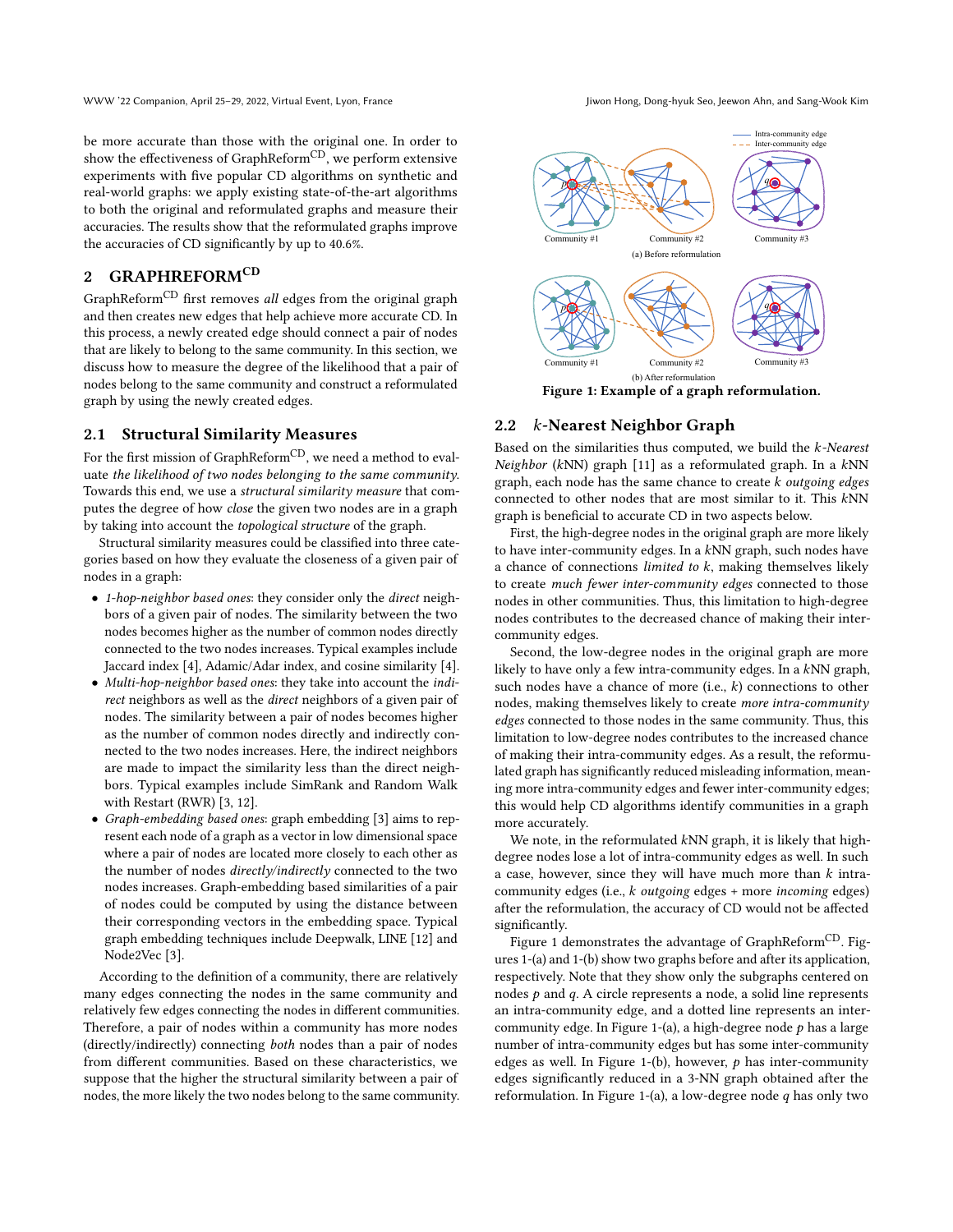be more accurate than those with the original one. In order to show the effectiveness of GraphReform$^{CD}$, we perform extensive experiments with five popular CD algorithms on synthetic and real-world graphs: we apply existing state-of-the-art algorithms to both the original and reformulated graphs and measure their accuracies. The results show that the reformulated graphs improve the accuracies of CD significantly by up to 40.6%.

## 2 GRAPHREFORM$^{CD}$

GraphReform$^{CD}$ first removes *all* edges from the original graph and then creates new edges that help achieve more accurate CD. In this process, a newly created edge should connect a pair of nodes that are likely to belong to the same community. In this section, we discuss how to measure the degree of the likelihood that a pair of nodes belong to the same community and construct a reformulated graph by using the newly created edges.

### 2.1 Structural Similarity Measures

For the first mission of GraphReform$^{CD}$, we need a method to evaluate *the likelihood of two nodes belonging to the same community*. Towards this end, we use a *structural similarity measure* that computes the degree of how *close* the given two nodes are in a graph by taking into account the *topological structure* of the graph.

Structural similarity measures could be classified into three categories based on how they evaluate the closeness of a given pair of nodes in a graph:

- *1-hop-neighbor based ones*: they consider only the *direct* neighbors of a given pair of nodes. The similarity between the two nodes becomes higher as the number of common nodes directly connected to the two nodes increases. Typical examples include Jaccard index [4], Adamic/Adar index, and cosine similarity [4].
- *Multi-hop-neighbor based ones*: they take into account the *indirect* neighbors as well as the *direct* neighbors of a given pair of nodes. The similarity between a pair of nodes becomes higher as the number of common nodes directly and indirectly connected to the two nodes increases. Here, the indirect neighbors are made to impact the similarity less than the direct neighbors. Typical examples include SimRank and Random Walk with Restart (RWR) [3, 12].
- *Graph-embedding based ones*: graph embedding [3] aims to represent each node of a graph as a vector in low dimensional space where a pair of nodes are located more closely to each other as the number of nodes *directly/indirectly* connected to the two nodes increases. Graph-embedding based similarities of a pair of nodes could be computed by using the distance between their corresponding vectors in the embedding space. Typical graph embedding techniques include Deepwalk, LINE [12] and Node2Vec [3].

According to the definition of a community, there are relatively many edges connecting the nodes in the same community and relatively few edges connecting the nodes in different communities. Therefore, a pair of nodes within a community has more nodes (directly/indirectly) connecting *both* nodes than a pair of nodes from different communities. Based on these characteristics, we suppose that the higher the structural similarity between a pair of nodes, the more likely the two nodes belong to the same community.

Figure 1: Example of a graph reformulation.

### 2.2 $k$-Nearest Neighbor Graph

Based on the similarities thus computed, we build the *k-Nearest Neighbor* ($k$NN) graph [11] as a reformulated graph. In a $k$NN graph, each node has the same chance to create $k$ *outgoing edges* connected to other nodes that are most similar to it. This $k$NN graph is beneficial to accurate CD in two aspects below.

First, the high-degree nodes in the original graph are more likely to have inter-community edges. In a $k$NN graph, such nodes have a chance of connections *limited to* $k$, making themselves likely to create *much fewer inter-community edges* connected to those nodes in other communities. Thus, this limitation to high-degree nodes contributes to the decreased chance of making their inter-community edges.

Second, the low-degree nodes in the original graph are more likely to have only a few intra-community edges. In a $k$NN graph, such nodes have a chance of more (i.e., $k$) connections to other nodes, making themselves likely to create *more intra-community edges* connected to those nodes in the same community. Thus, this limitation to low-degree nodes contributes to the increased chance of making their intra-community edges. As a result, the reformulated graph has significantly reduced misleading information, meaning more intra-community edges and fewer inter-community edges; this would help CD algorithms identify communities in a graph more accurately.

We note, in the reformulated $k$NN graph, it is likely that high-degree nodes lose a lot of intra-community edges as well. In such a case, however, since they will have much more than $k$ intra-community edges (i.e., $k$ *outgoing* edges + more *incoming* edges) after the reformulation, the accuracy of CD would not be affected significantly.

Figure 1 demonstrates the advantage of GraphReform$^{CD}$. Figures 1-(a) and 1-(b) show two graphs before and after its application, respectively. Note that they show only the subgraphs centered on nodes $p$ and $q$. A circle represents a node, a solid line represents an intra-community edge, and a dotted line represents an inter-community edge. In Figure 1-(a), a high-degree node $p$ has a large number of intra-community edges but has some inter-community edges as well. In Figure 1-(b), however, $p$ has inter-community edges significantly reduced in a 3-NN graph obtained after the reformulation. In Figure 1-(a), a low-degree node $q$ has only two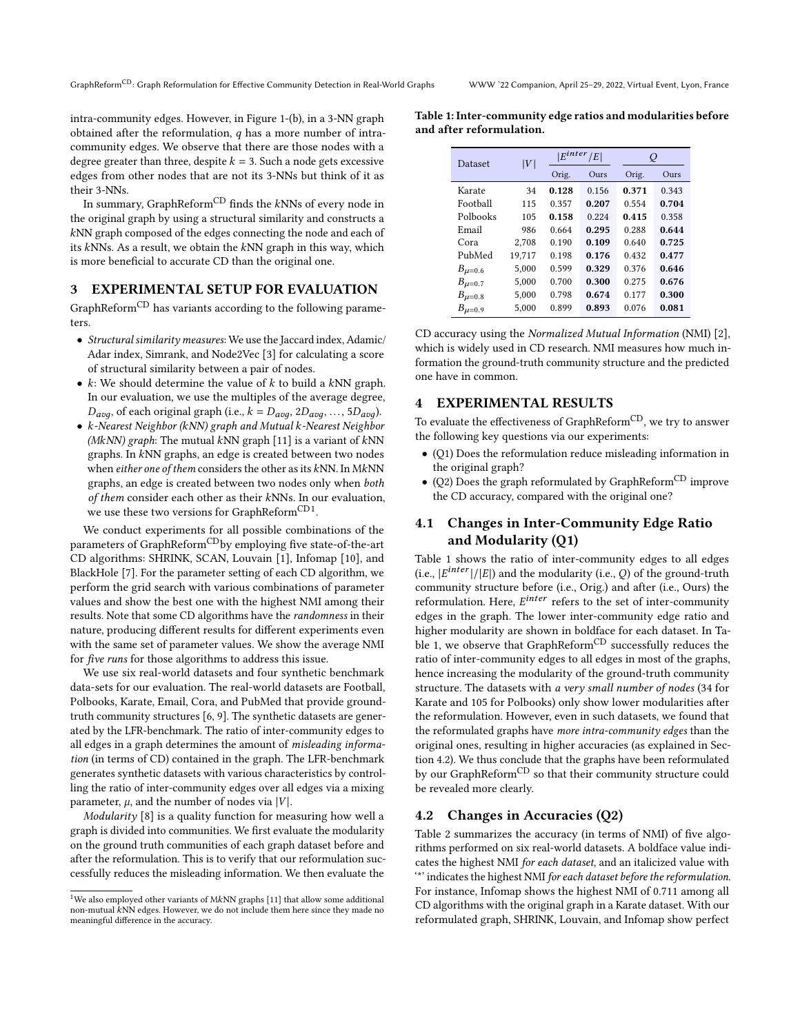intra-community edges. However, in Figure 1-(b), in a 3-NN graph obtained after the reformulation, $q$ has a more number of intra-community edges. We observe that there are those nodes with a degree greater than three, despite $k = 3$. Such a node gets excessive edges from other nodes that are not its 3-NNs but think of it as their 3-NNs.

In summary, GraphReform$^{CD}$ finds the $k$NNs of every node in the original graph by using a structural similarity and constructs a $k$NN graph composed of the edges connecting the node and each of its $k$NNs. As a result, we obtain the $k$NN graph in this way, which is more beneficial to accurate CD than the original one.

## 3 EXPERIMENTAL SETUP FOR EVALUATION

GraphReform$^{CD}$ has variants according to the following parameters.

- *Structural similarity measures*: We use the Jaccard index, Adamic/Adar index, Simrank, and Node2Vec [3] for calculating a score of structural similarity between a pair of nodes.
- $k$: We should determine the value of $k$ to build a $k$NN graph. In our evaluation, we use the multiples of the average degree, $D_{avg}$, of each original graph (i.e., $k = D_{avg}$, $2D_{avg}$, …, $5D_{avg}$).
- *k-Nearest Neighbor (kNN) graph and Mutual k-Nearest Neighbor (MkNN) graph*: The mutual $k$NN graph [11] is a variant of $k$NN graphs. In $k$NN graphs, an edge is created between two nodes when *either one of them* considers the other as its $k$NN. In M$k$NN graphs, an edge is created between two nodes only when *both of them* consider each other as their $k$NNs. In our evaluation, we use these two versions for GraphReform$^{CD}$[1].

We conduct experiments for all possible combinations of the parameters of GraphReform$^{CD}$by employing five state-of-the-art CD algorithms: SHRINK, SCAN, Louvain [1], Infomap [10], and BlackHole [7]. For the parameter setting of each CD algorithm, we perform the grid search with various combinations of parameter values and show the best one with the highest NMI among their results. Note that some CD algorithms have the *randomness* in their nature, producing different results for different experiments even with the same set of parameter values. We show the average NMI for *five runs* for those algorithms to address this issue.

We use six real-world datasets and four synthetic benchmark data-sets for our evaluation. The real-world datasets are Football, Polbooks, Karate, Email, Cora, and PubMed that provide ground-truth community structures [6, 9]. The synthetic datasets are generated by the LFR-benchmark. The ratio of inter-community edges to all edges in a graph determines the amount of *misleading information* (in terms of CD) contained in the graph. The LFR-benchmark generates synthetic datasets with various characteristics by controlling the ratio of inter-community edges over all edges via a mixing parameter, $\mu$, and the number of nodes via $|V|$.

*Modularity* [8] is a quality function for measuring how well a graph is divided into communities. We first evaluate the modularity on the ground truth communities of each graph dataset before and after the reformulation. This is to verify that our reformulation successfully reduces the misleading information. We then evaluate the CD accuracy using the *Normalized Mutual Information* (NMI) [2], which is widely used in CD research. NMI measures how much information the ground-truth community structure and the predicted one have in common.

[1]We also employed other variants of M$k$NN graphs [11] that allow some additional non-mutual $k$NN edges. However, we do not include them here since they made no meaningful difference in the accuracy.

**Table 1: Inter-community edge ratios and modularities before and after reformulation.**

| Dataset | $\|V\|$ | $\|E^{inter}/E\|$ | | $Q$ | |
|---|---|---|---|---|---|
| | | Orig. | Ours | Orig. | Ours |
| Karate | 34 | **0.128** | 0.156 | **0.371** | 0.343 |
| Football | 115 | 0.357 | **0.207** | 0.554 | **0.704** |
| Polbooks | 105 | **0.158** | 0.224 | **0.415** | 0.358 |
| Email | 986 | 0.664 | **0.295** | 0.288 | **0.644** |
| Cora | 2,708 | 0.190 | **0.109** | 0.640 | **0.725** |
| PubMed | 19,717 | 0.198 | **0.176** | 0.432 | **0.477** |
| $B_{\mu=0.6}$ | 5,000 | 0.599 | **0.329** | 0.376 | **0.646** |
| $B_{\mu=0.7}$ | 5,000 | 0.700 | **0.300** | 0.275 | **0.676** |
| $B_{\mu=0.8}$ | 5,000 | 0.798 | **0.674** | 0.177 | **0.300** |
| $B_{\mu=0.9}$ | 5,000 | 0.899 | **0.893** | 0.076 | **0.081** |

## 4 EXPERIMENTAL RESULTS

To evaluate the effectiveness of GraphReform$^{CD}$, we try to answer the following key questions via our experiments:

- (Q1) Does the reformulation reduce misleading information in the original graph?
- (Q2) Does the graph reformulated by GraphReform$^{CD}$ improve the CD accuracy, compared with the original one?

### 4.1 Changes in Inter-Community Edge Ratio and Modularity (Q1)

Table 1 shows the ratio of inter-community edges to all edges (i.e., $|E^{inter}|/|E|$) and the modularity (i.e., $Q$) of the ground-truth community structure before (i.e., Orig.) and after (i.e., Ours) the reformulation. Here, $E^{inter}$ refers to the set of inter-community edges in the graph. The lower inter-community edge ratio and higher modularity are shown in boldface for each dataset. In Table 1, we observe that GraphReform$^{CD}$ successfully reduces the ratio of inter-community edges to all edges in most of the graphs, hence increasing the modularity of the ground-truth community structure. The datasets with *a very small number of nodes* (34 for Karate and 105 for Polbooks) only show lower modularities after the reformulation. However, even in such datasets, we found that the reformulated graphs have *more intra-community edges* than the original ones, resulting in higher accuracies (as explained in Section 4.2). We thus conclude that the graphs have been reformulated by our GraphReform$^{CD}$ so that their community structure could be revealed more clearly.

### 4.2 Changes in Accuracies (Q2)

Table 2 summarizes the accuracy (in terms of NMI) of five algorithms performed on six real-world datasets. A boldface value indicates the highest NMI *for each dataset*, and an italicized value with '*' indicates the highest NMI *for each dataset before the reformulation*. For instance, Infomap shows the highest NMI of 0.711 among all CD algorithms with the original graph in a Karate dataset. With our reformulated graph, SHRINK, Louvain, and Infomap show perfect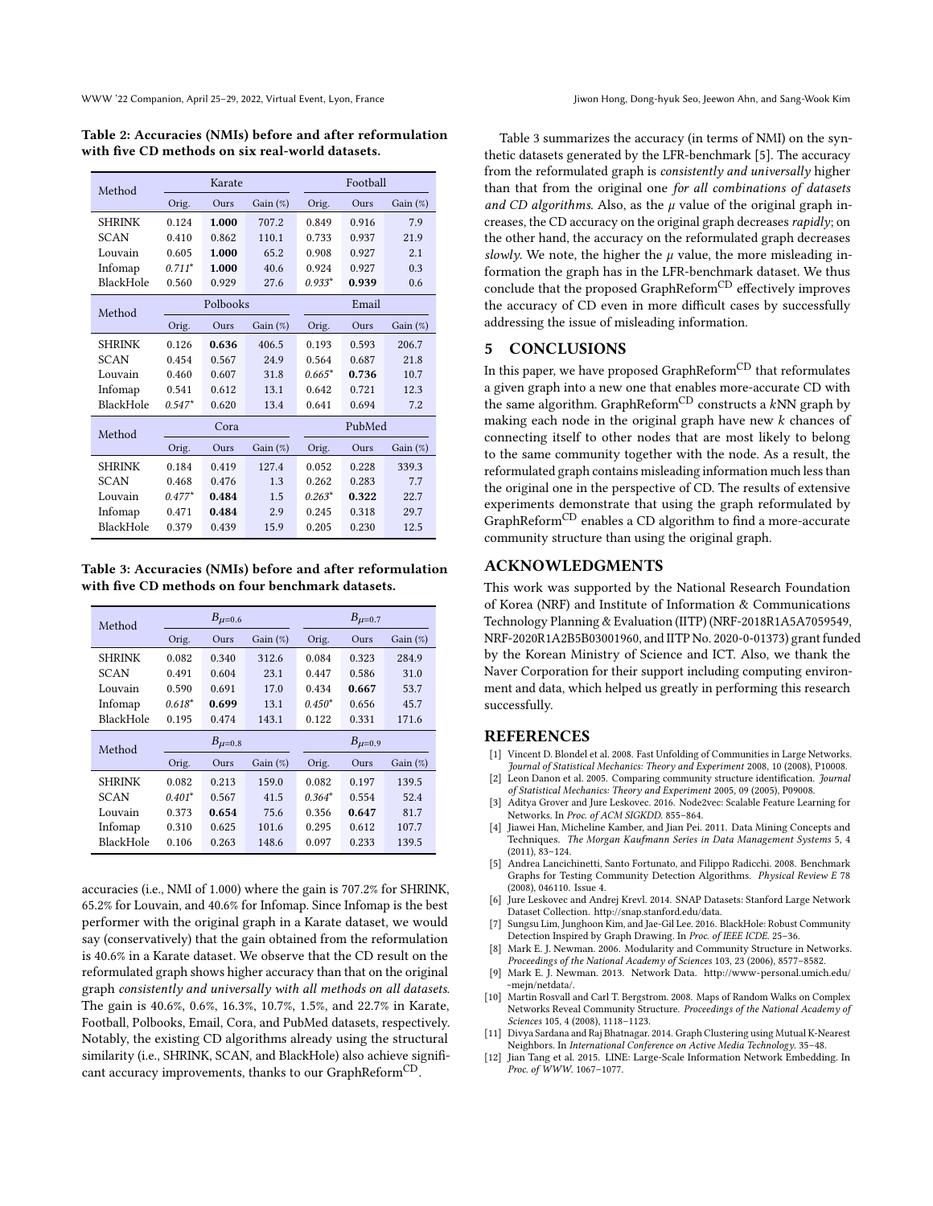**Table 2: Accuracies (NMIs) before and after reformulation with five CD methods on six real-world datasets.**

| Method | Karate | | | Football | | |
|---|---|---|---|---|---|---|
| | Orig. | Ours | Gain (%) | Orig. | Ours | Gain (%) |
| SHRINK | 0.124 | **1.000** | 707.2 | 0.849 | 0.916 | 7.9 |
| SCAN | 0.410 | 0.862 | 110.1 | 0.733 | 0.937 | 21.9 |
| Louvain | 0.605 | **1.000** | 65.2 | 0.908 | 0.927 | 2.1 |
| Infomap | *0.711** | **1.000** | 40.6 | 0.924 | 0.927 | 0.3 |
| BlackHole | 0.560 | 0.929 | 27.6 | *0.933** | **0.939** | 0.6 |

| Method | Polbooks | | | Email | | |
|---|---|---|---|---|---|---|
| | Orig. | Ours | Gain (%) | Orig. | Ours | Gain (%) |
| SHRINK | 0.126 | **0.636** | 406.5 | 0.193 | 0.593 | 206.7 |
| SCAN | 0.454 | 0.567 | 24.9 | 0.564 | 0.687 | 21.8 |
| Louvain | 0.460 | 0.607 | 31.8 | *0.665** | **0.736** | 10.7 |
| Infomap | 0.541 | 0.612 | 13.1 | 0.642 | 0.721 | 12.3 |
| BlackHole | *0.547** | 0.620 | 13.4 | 0.641 | 0.694 | 7.2 |

| Method | Cora | | | PubMed | | |
|---|---|---|---|---|---|---|
| | Orig. | Ours | Gain (%) | Orig. | Ours | Gain (%) |
| SHRINK | 0.184 | 0.419 | 127.4 | 0.052 | 0.228 | 339.3 |
| SCAN | 0.468 | 0.476 | 1.3 | 0.262 | 0.283 | 7.7 |
| Louvain | *0.477** | **0.484** | 1.5 | *0.263** | **0.322** | 22.7 |
| Infomap | 0.471 | **0.484** | 2.9 | 0.245 | 0.318 | 29.7 |
| BlackHole | 0.379 | 0.439 | 15.9 | 0.205 | 0.230 | 12.5 |

**Table 3: Accuracies (NMIs) before and after reformulation with five CD methods on four benchmark datasets.**

| Method | $B_{\mu=0.6}$ | | | $B_{\mu=0.7}$ | | |
|---|---|---|---|---|---|---|
| | Orig. | Ours | Gain (%) | Orig. | Ours | Gain (%) |
| SHRINK | 0.082 | 0.340 | 312.6 | 0.084 | 0.323 | 284.9 |
| SCAN | 0.491 | 0.604 | 23.1 | 0.447 | 0.586 | 31.0 |
| Louvain | 0.590 | 0.691 | 17.0 | 0.434 | **0.667** | 53.7 |
| Infomap | *0.618** | **0.699** | 13.1 | *0.450** | 0.656 | 45.7 |
| BlackHole | 0.195 | 0.474 | 143.1 | 0.122 | 0.331 | 171.6 |

| Method | $B_{\mu=0.8}$ | | | $B_{\mu=0.9}$ | | |
|---|---|---|---|---|---|---|
| | Orig. | Ours | Gain (%) | Orig. | Ours | Gain (%) |
| SHRINK | 0.082 | 0.213 | 159.0 | 0.082 | 0.197 | 139.5 |
| SCAN | *0.401** | 0.567 | 41.5 | *0.364** | 0.554 | 52.4 |
| Louvain | 0.373 | **0.654** | 75.6 | 0.356 | **0.647** | 81.7 |
| Infomap | 0.310 | 0.625 | 101.6 | 0.295 | 0.612 | 107.7 |
| BlackHole | 0.106 | 0.263 | 148.6 | 0.097 | 0.233 | 139.5 |

accuracies (i.e., NMI of 1.000) where the gain is 707.2% for SHRINK, 65.2% for Louvain, and 40.6% for Infomap. Since Infomap is the best performer with the original graph in a Karate dataset, we would say (conservatively) that the gain obtained from the reformulation is 40.6% in a Karate dataset. We observe that the CD result on the reformulated graph shows higher accuracy than that on the original graph *consistently and universally with all methods on all datasets*. The gain is 40.6%, 0.6%, 16.3%, 10.7%, 1.5%, and 22.7% in Karate, Football, Polbooks, Email, Cora, and PubMed datasets, respectively. Notably, the existing CD algorithms already using the structural similarity (i.e., SHRINK, SCAN, and BlackHole) also achieve significant accuracy improvements, thanks to our GraphReform$^{CD}$.

Table 3 summarizes the accuracy (in terms of NMI) on the synthetic datasets generated by the LFR-benchmark [5]. The accuracy from the reformulated graph is *consistently and universally* higher than that from the original one *for all combinations of datasets and CD algorithms*. Also, as the $\mu$ value of the original graph increases, the CD accuracy on the original graph decreases *rapidly*; on the other hand, the accuracy on the reformulated graph decreases *slowly*. We note, the higher the $\mu$ value, the more misleading information the graph has in the LFR-benchmark dataset. We thus conclude that the proposed GraphReform$^{CD}$ effectively improves the accuracy of CD even in more difficult cases by successfully addressing the issue of misleading information.

## 5 CONCLUSIONS

In this paper, we have proposed GraphReform$^{CD}$ that reformulates a given graph into a new one that enables more-accurate CD with the same algorithm. GraphReform$^{CD}$ constructs a $k$NN graph by making each node in the original graph have new $k$ chances of connecting itself to other nodes that are most likely to belong to the same community together with the node. As a result, the reformulated graph contains misleading information much less than the original one in the perspective of CD. The results of extensive experiments demonstrate that using the graph reformulated by GraphReform$^{CD}$ enables a CD algorithm to find a more-accurate community structure than using the original graph.

## ACKNOWLEDGMENTS

This work was supported by the National Research Foundation of Korea (NRF) and Institute of Information & Communications Technology Planning & Evaluation (IITP) (NRF-2018R1A5A7059549, NRF-2020R1A2B5B03001960, and IITP No. 2020-0-01373) grant funded by the Korean Ministry of Science and ICT. Also, we thank the Naver Corporation for their support including computing environment and data, which helped us greatly in performing this research successfully.

## REFERENCES

[1] Vincent D. Blondel et al. 2008. Fast Unfolding of Communities in Large Networks. *Journal of Statistical Mechanics: Theory and Experiment* 2008, 10 (2008), P10008.

[2] Leon Danon et al. 2005. Comparing community structure identification. *Journal of Statistical Mechanics: Theory and Experiment* 2005, 09 (2005), P09008.

[3] Aditya Grover and Jure Leskovec. 2016. Node2vec: Scalable Feature Learning for Networks. In *Proc. of ACM SIGKDD*. 855–864.

[4] Jiawei Han, Micheline Kamber, and Jian Pei. 2011. Data Mining Concepts and Techniques. *The Morgan Kaufmann Series in Data Management Systems* 5, 4 (2011), 83–124.

[5] Andrea Lancichinetti, Santo Fortunato, and Filippo Radicchi. 2008. Benchmark Graphs for Testing Community Detection Algorithms. *Physical Review E* 78 (2008), 046110. Issue 4.

[6] Jure Leskovec and Andrej Krevl. 2014. SNAP Datasets: Stanford Large Network Dataset Collection. http://snap.stanford.edu/data.

[7] Sungsu Lim, Junghoon Kim, and Jae-Gil Lee. 2016. BlackHole: Robust Community Detection Inspired by Graph Drawing. In *Proc. of IEEE ICDE*. 25–36.

[8] Mark E. J. Newman. 2006. Modularity and Community Structure in Networks. *Proceedings of the National Academy of Sciences* 103, 23 (2006), 8577–8582.

[9] Mark E. J. Newman. 2013. Network Data. http://www-personal.umich.edu/~mejn/netdata/.

[10] Martin Rosvall and Carl T. Bergstrom. 2008. Maps of Random Walks on Complex Networks Reveal Community Structure. *Proceedings of the National Academy of Sciences* 105, 4 (2008), 1118–1123.

[11] Divya Sardana and Raj Bhatnagar. 2014. Graph Clustering using Mutual K-Nearest Neighbors. In *International Conference on Active Media Technology*. 35–48.

[12] Jian Tang et al. 2015. LINE: Large-Scale Information Network Embedding. In *Proc. of WWW*. 1067–1077.